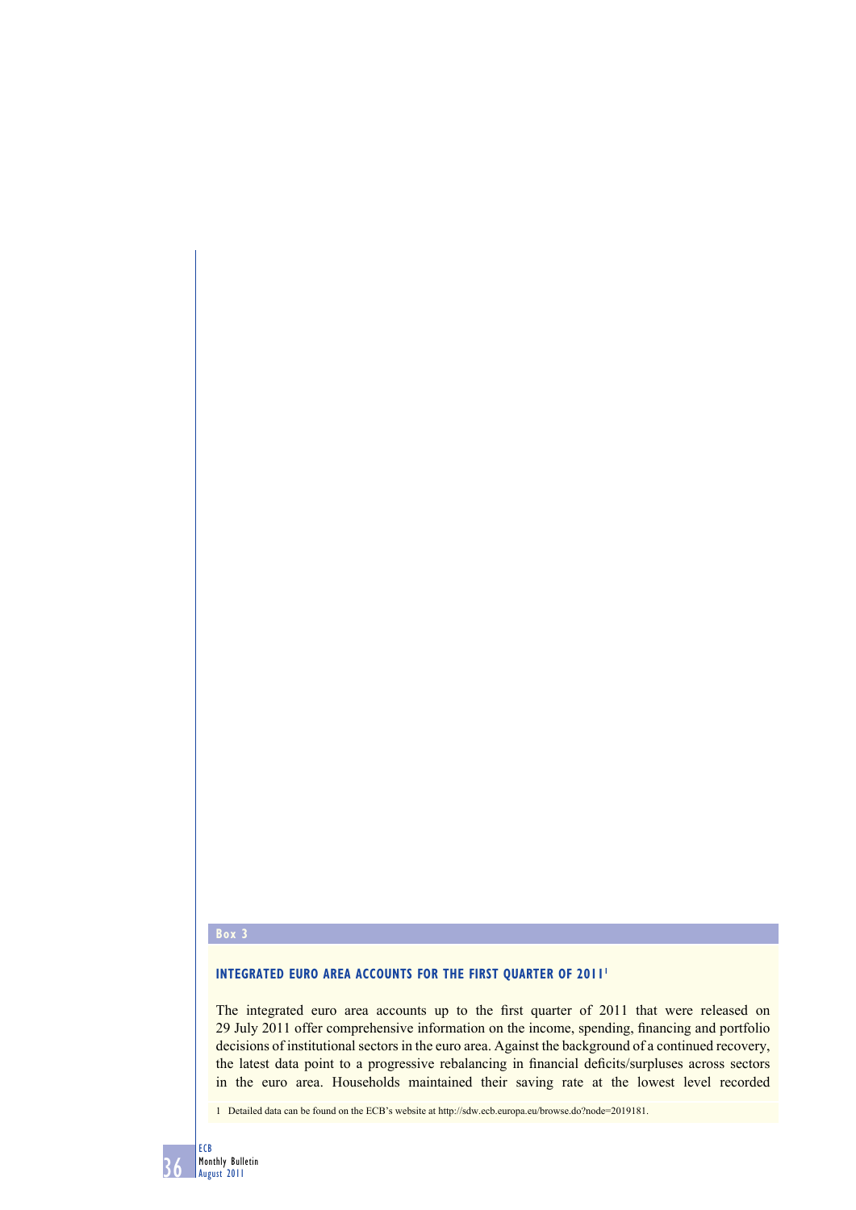## Box 3

### INTEGRATED EURO AREA ACCOUNTS FOR THE FIRST QUARTER OF 2011[1]

The integrated euro area accounts up to the first quarter of 2011 that were released on 29 July 2011 offer comprehensive information on the income, spending, financing and portfolio decisions of institutional sectors in the euro area. Against the background of a continued recovery, the latest data point to a progressive rebalancing in financial deficits/surpluses across sectors in the euro area. Households maintained their saving rate at the lowest level recorded

1 Detailed data can be found on the ECB's website at http://sdw.ecb.europa.eu/browse.do?node=2019181.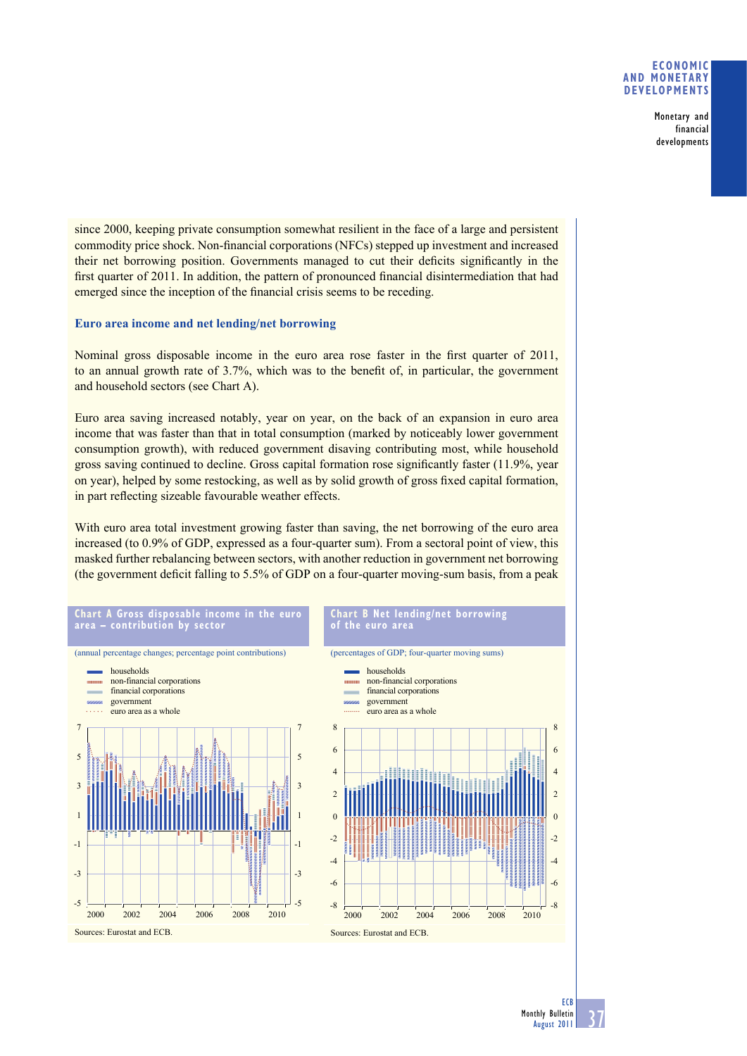since 2000, keeping private consumption somewhat resilient in the face of a large and persistent commodity price shock. Non-financial corporations (NFCs) stepped up investment and increased their net borrowing position. Governments managed to cut their deficits significantly in the first quarter of 2011. In addition, the pattern of pronounced financial disintermediation that had emerged since the inception of the financial crisis seems to be receding.

### Euro area income and net lending/net borrowing

Nominal gross disposable income in the euro area rose faster in the first quarter of 2011, to an annual growth rate of 3.7%, which was to the benefit of, in particular, the government and household sectors (see Chart A).

Euro area saving increased notably, year on year, on the back of an expansion in euro area income that was faster than that in total consumption (marked by noticeably lower government consumption growth), with reduced government disaving contributing most, while household gross saving continued to decline. Gross capital formation rose significantly faster (11.9%, year on year), helped by some restocking, as well as by solid growth of gross fixed capital formation, in part reflecting sizeable favourable weather effects.

With euro area total investment growing faster than saving, the net borrowing of the euro area increased (to 0.9% of GDP, expressed as a four-quarter sum). From a sectoral point of view, this masked further rebalancing between sectors, with another reduction in government net borrowing (the government deficit falling to 5.5% of GDP on a four-quarter moving-sum basis, from a peak

**Chart A Gross disposable income in the euro area – contribution by sector**

(annual percentage changes; percentage point contributions)

- households
- non-financial corporations
- financial corporations
- government
- euro area as a whole

Sources: Eurostat and ECB.

**Chart B Net lending/net borrowing of the euro area**

(percentages of GDP; four-quarter moving sums)

- households
- non-financial corporations
- financial corporations
- government
- euro area as a whole

Sources: Eurostat and ECB.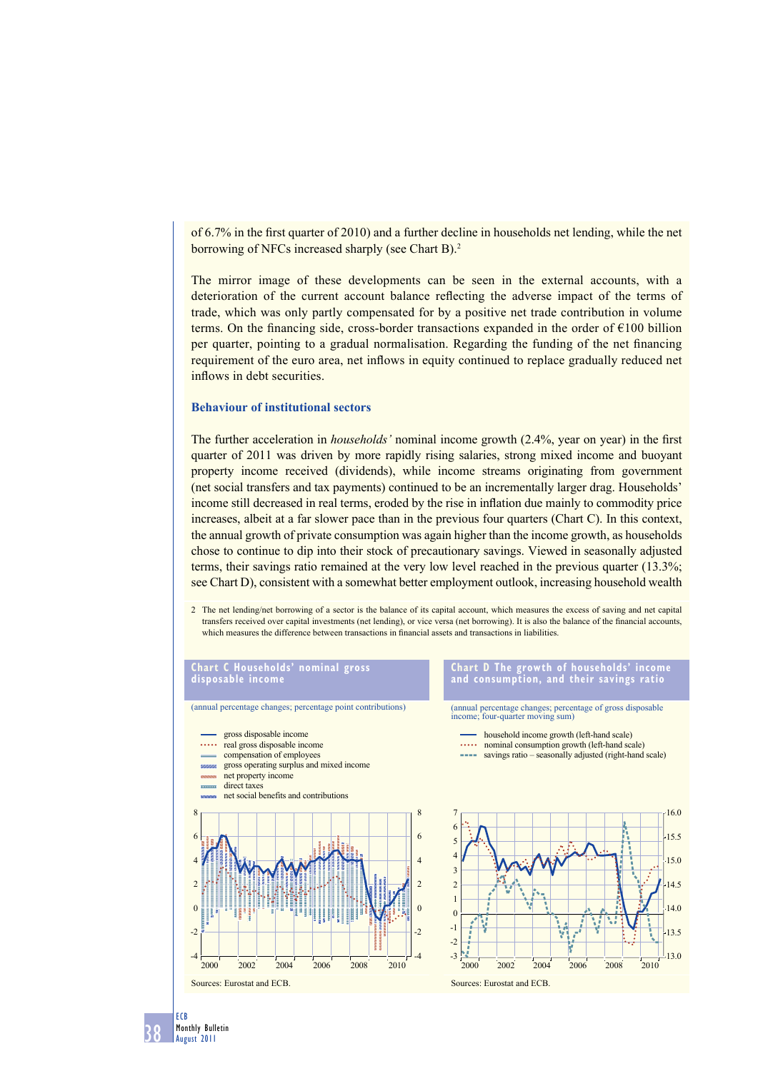of 6.7% in the first quarter of 2010) and a further decline in households net lending, while the net borrowing of NFCs increased sharply (see Chart B).[2]

The mirror image of these developments can be seen in the external accounts, with a deterioration of the current account balance reflecting the adverse impact of the terms of trade, which was only partly compensated for by a positive net trade contribution in volume terms. On the financing side, cross-border transactions expanded in the order of €100 billion per quarter, pointing to a gradual normalisation. Regarding the funding of the net financing requirement of the euro area, net inflows in equity continued to replace gradually reduced net inflows in debt securities.

### Behaviour of institutional sectors

The further acceleration in *households'* nominal income growth (2.4%, year on year) in the first quarter of 2011 was driven by more rapidly rising salaries, strong mixed income and buoyant property income received (dividends), while income streams originating from government (net social transfers and tax payments) continued to be an incrementally larger drag. Households' income still decreased in real terms, eroded by the rise in inflation due mainly to commodity price increases, albeit at a far slower pace than in the previous four quarters (Chart C). In this context, the annual growth of private consumption was again higher than the income growth, as households chose to continue to dip into their stock of precautionary savings. Viewed in seasonally adjusted terms, their savings ratio remained at the very low level reached in the previous quarter (13.3%; see Chart D), consistent with a somewhat better employment outlook, increasing household wealth

2 The net lending/net borrowing of a sector is the balance of its capital account, which measures the excess of saving and net capital transfers received over capital investments (net lending), or vice versa (net borrowing). It is also the balance of the financial accounts, which measures the difference between transactions in financial assets and transactions in liabilities.

**Chart C Households' nominal gross disposable income**

(annual percentage changes; percentage point contributions)

- gross disposable income
- real gross disposable income
- compensation of employees
- gross operating surplus and mixed income
- net property income
- direct taxes
- net social benefits and contributions

Sources: Eurostat and ECB.

**Chart D The growth of households' income and consumption, and their savings ratio**

(annual percentage changes; percentage of gross disposable income; four-quarter moving sum)

- household income growth (left-hand scale)
- nominal consumption growth (left-hand scale)
- savings ratio – seasonally adjusted (right-hand scale)

Sources: Eurostat and ECB.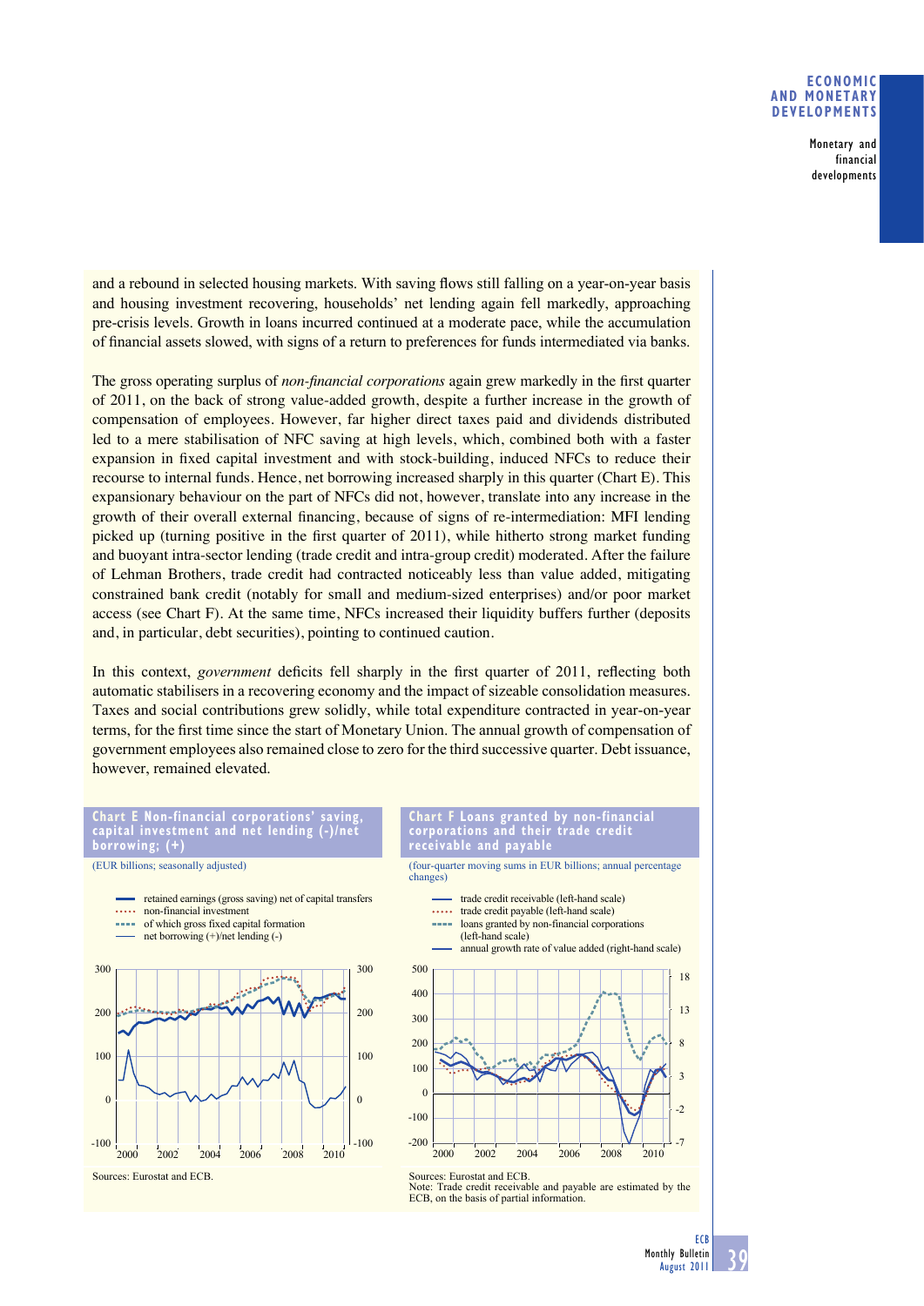and a rebound in selected housing markets. With saving flows still falling on a year-on-year basis and housing investment recovering, households' net lending again fell markedly, approaching pre-crisis levels. Growth in loans incurred continued at a moderate pace, while the accumulation of financial assets slowed, with signs of a return to preferences for funds intermediated via banks.

The gross operating surplus of *non-financial corporations* again grew markedly in the first quarter of 2011, on the back of strong value-added growth, despite a further increase in the growth of compensation of employees. However, far higher direct taxes paid and dividends distributed led to a mere stabilisation of NFC saving at high levels, which, combined both with a faster expansion in fixed capital investment and with stock-building, induced NFCs to reduce their recourse to internal funds. Hence, net borrowing increased sharply in this quarter (Chart E). This expansionary behaviour on the part of NFCs did not, however, translate into any increase in the growth of their overall external financing, because of signs of re-intermediation: MFI lending picked up (turning positive in the first quarter of 2011), while hitherto strong market funding and buoyant intra-sector lending (trade credit and intra-group credit) moderated. After the failure of Lehman Brothers, trade credit had contracted noticeably less than value added, mitigating constrained bank credit (notably for small and medium-sized enterprises) and/or poor market access (see Chart F). At the same time, NFCs increased their liquidity buffers further (deposits and, in particular, debt securities), pointing to continued caution.

In this context, *government* deficits fell sharply in the first quarter of 2011, reflecting both automatic stabilisers in a recovering economy and the impact of sizeable consolidation measures. Taxes and social contributions grew solidly, while total expenditure contracted in year-on-year terms, for the first time since the start of Monetary Union. The annual growth of compensation of government employees also remained close to zero for the third successive quarter. Debt issuance, however, remained elevated.

**Chart E Non-financial corporations' saving, capital investment and net lending (-)/net borrowing; (+)**

(EUR billions; seasonally adjusted)

- retained earnings (gross saving) net of capital transfers
- non-financial investment
- of which gross fixed capital formation
- net borrowing (+)/net lending (-)

Sources: Eurostat and ECB.

**Chart F Loans granted by non-financial corporations and their trade credit receivable and payable**

(four-quarter moving sums in EUR billions; annual percentage changes)

- trade credit receivable (left-hand scale)
- trade credit payable (left-hand scale)
- loans granted by non-financial corporations (left-hand scale)
- annual growth rate of value added (right-hand scale)

Sources: Eurostat and ECB.
Note: Trade credit receivable and payable are estimated by the ECB, on the basis of partial information.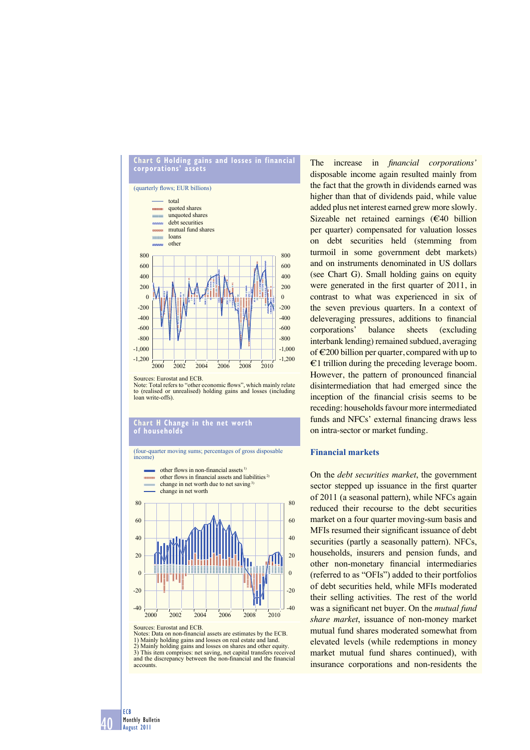**Chart G Holding gains and losses in financial corporations' assets**

(quarterly flows; EUR billions)

- total
- quoted shares
- unquoted shares
- debt securities
- mutual fund shares
- loans
- other

Sources: Eurostat and ECB.
Note: Total refers to "other economic flows", which mainly relate to (realised or unrealised) holding gains and losses (including loan write-offs).

**Chart H Change in the net worth of households**

(four-quarter moving sums; percentages of gross disposable income)

- other flows in non-financial assets [1]
- other flows in financial assets and liabilities [2]
- change in net worth due to net saving [3]
- change in net worth

Sources: Eurostat and ECB.
Notes: Data on non-financial assets are estimates by the ECB.
1) Mainly holding gains and losses on real estate and land.
2) Mainly holding gains and losses on shares and other equity.
3) This item comprises: net saving, net capital transfers received and the discrepancy between the non-financial and the financial accounts.

The increase in *financial corporations'* disposable income again resulted mainly from the fact that the growth in dividends earned was higher than that of dividends paid, while value added plus net interest earned grew more slowly. Sizeable net retained earnings (€40 billion per quarter) compensated for valuation losses on debt securities held (stemming from turmoil in some government debt markets) and on instruments denominated in US dollars (see Chart G). Small holding gains on equity were generated in the first quarter of 2011, in contrast to what was experienced in six of the seven previous quarters. In a context of deleveraging pressures, additions to financial corporations' balance sheets (excluding interbank lending) remained subdued, averaging of €200 billion per quarter, compared with up to €1 trillion during the preceding leverage boom. However, the pattern of pronounced financial disintermediation that had emerged since the inception of the financial crisis seems to be receding: households favour more intermediated funds and NFCs' external financing draws less on intra-sector or market funding.

## Financial markets

On the *debt securities market*, the government sector stepped up issuance in the first quarter of 2011 (a seasonal pattern), while NFCs again reduced their recourse to the debt securities market on a four quarter moving-sum basis and MFIs resumed their significant issuance of debt securities (partly a seasonally pattern). NFCs, households, insurers and pension funds, and other non-monetary financial intermediaries (referred to as "OFIs") added to their portfolios of debt securities held, while MFIs moderated their selling activities. The rest of the world was a significant net buyer. On the *mutual fund share market*, issuance of non-money market mutual fund shares moderated somewhat from elevated levels (while redemptions in money market mutual fund shares continued), with insurance corporations and non-residents the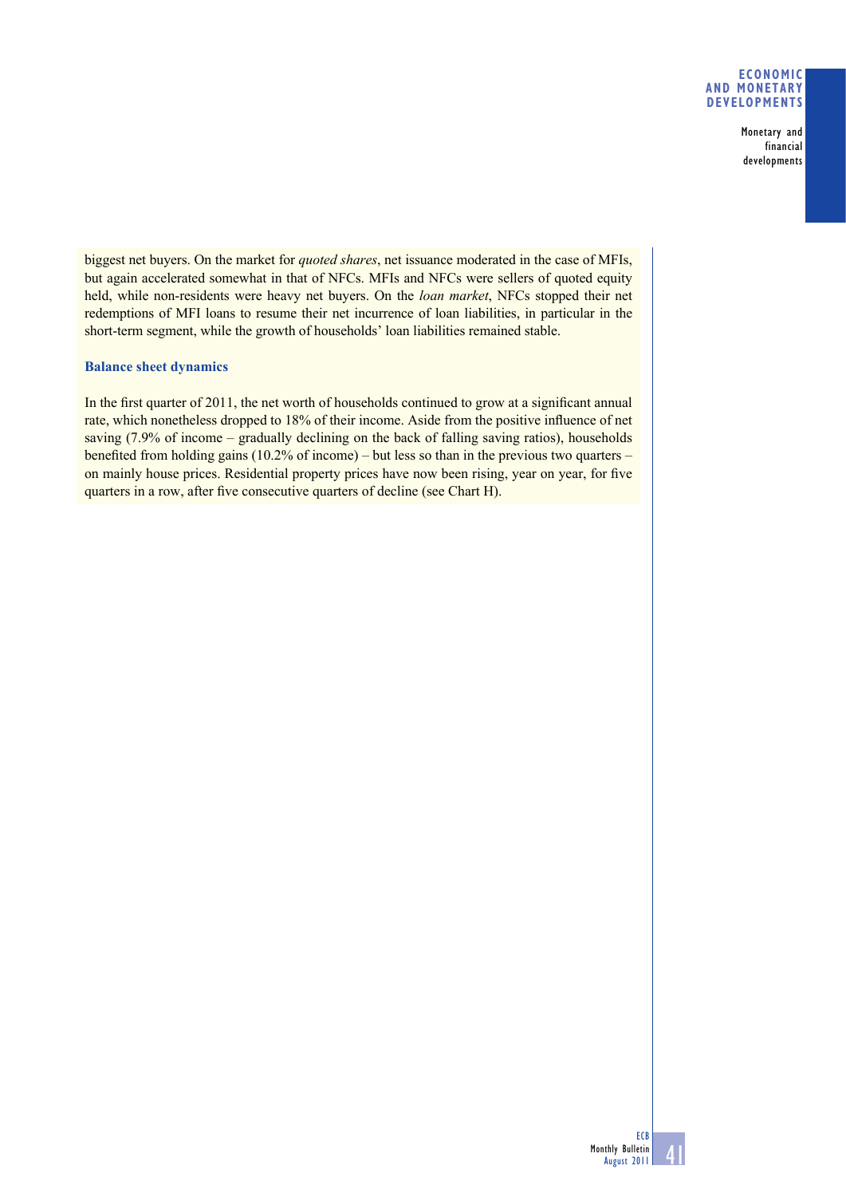biggest net buyers. On the market for *quoted shares*, net issuance moderated in the case of MFIs, but again accelerated somewhat in that of NFCs. MFIs and NFCs were sellers of quoted equity held, while non-residents were heavy net buyers. On the *loan market*, NFCs stopped their net redemptions of MFI loans to resume their net incurrence of loan liabilities, in particular in the short-term segment, while the growth of households' loan liabilities remained stable.

**Balance sheet dynamics**

In the first quarter of 2011, the net worth of households continued to grow at a significant annual rate, which nonetheless dropped to 18% of their income. Aside from the positive influence of net saving (7.9% of income – gradually declining on the back of falling saving ratios), households benefited from holding gains (10.2% of income) – but less so than in the previous two quarters – on mainly house prices. Residential property prices have now been rising, year on year, for five quarters in a row, after five consecutive quarters of decline (see Chart H).